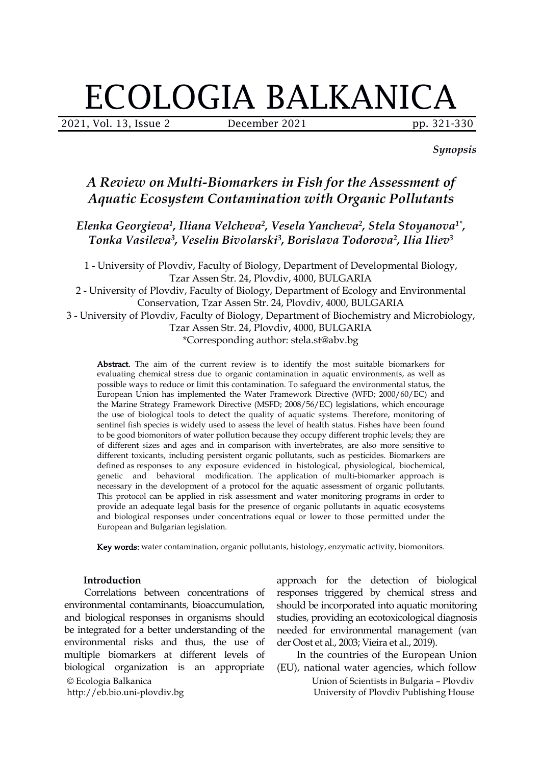*Synopsis*

# *A Review on Multi-Biomarkers in Fish for the Assessment of Aquatic Ecosystem Contamination with Organic Pollutants*

***Elenka Georgieva[1], Iliana Velcheva[2], Vesela Yancheva[2], Stela Stoyanova[1*], Tonka Vasileva[3], Veselin Bivolarski[3], Borislava Todorova[2], Ilia Iliev[3]***

1 - University of Plovdiv, Faculty of Biology, Department of Developmental Biology, Tzar Assen Str. 24, Plovdiv, 4000, BULGARIA
2 - University of Plovdiv, Faculty of Biology, Department of Ecology and Environmental Conservation, Tzar Assen Str. 24, Plovdiv, 4000, BULGARIA
3 - University of Plovdiv, Faculty of Biology, Department of Biochemistry and Microbiology, Tzar Assen Str. 24, Plovdiv, 4000, BULGARIA
*Corresponding author: stela.st@abv.bg

**Abstract.** The aim of the current review is to identify the most suitable biomarkers for evaluating chemical stress due to organic contamination in aquatic environments, as well as possible ways to reduce or limit this contamination. To safeguard the environmental status, the European Union has implemented the Water Framework Directive (WFD; 2000/60/EC) and the Marine Strategy Framework Directive (MSFD; 2008/56/EC) legislations, which encourage the use of biological tools to detect the quality of aquatic systems. Therefore, monitoring of sentinel fish species is widely used to assess the level of health status. Fishes have been found to be good biomonitors of water pollution because they occupy different trophic levels; they are of different sizes and ages and in comparison with invertebrates, are also more sensitive to different toxicants, including persistent organic pollutants, such as pesticides. Biomarkers are defined as responses to any exposure evidenced in histological, physiological, biochemical, genetic and behavioral modification. The application of multi-biomarker approach is necessary in the development of a protocol for the aquatic assessment of organic pollutants. This protocol can be applied in risk assessment and water monitoring programs in order to provide an adequate legal basis for the presence of organic pollutants in aquatic ecosystems and biological responses under concentrations equal or lower to those permitted under the European and Bulgarian legislation.

**Key words:** water contamination, organic pollutants, histology, enzymatic activity, biomonitors.

## Introduction

Correlations between concentrations of environmental contaminants, bioaccumulation, and biological responses in organisms should be integrated for a better understanding of the environmental risks and thus, the use of multiple biomarkers at different levels of biological organization is an appropriate approach for the detection of biological responses triggered by chemical stress and should be incorporated into aquatic monitoring studies, providing an ecotoxicological diagnosis needed for environmental management (van der Oost et al., 2003; Vieira et al., 2019).

In the countries of the European Union (EU), national water agencies, which follow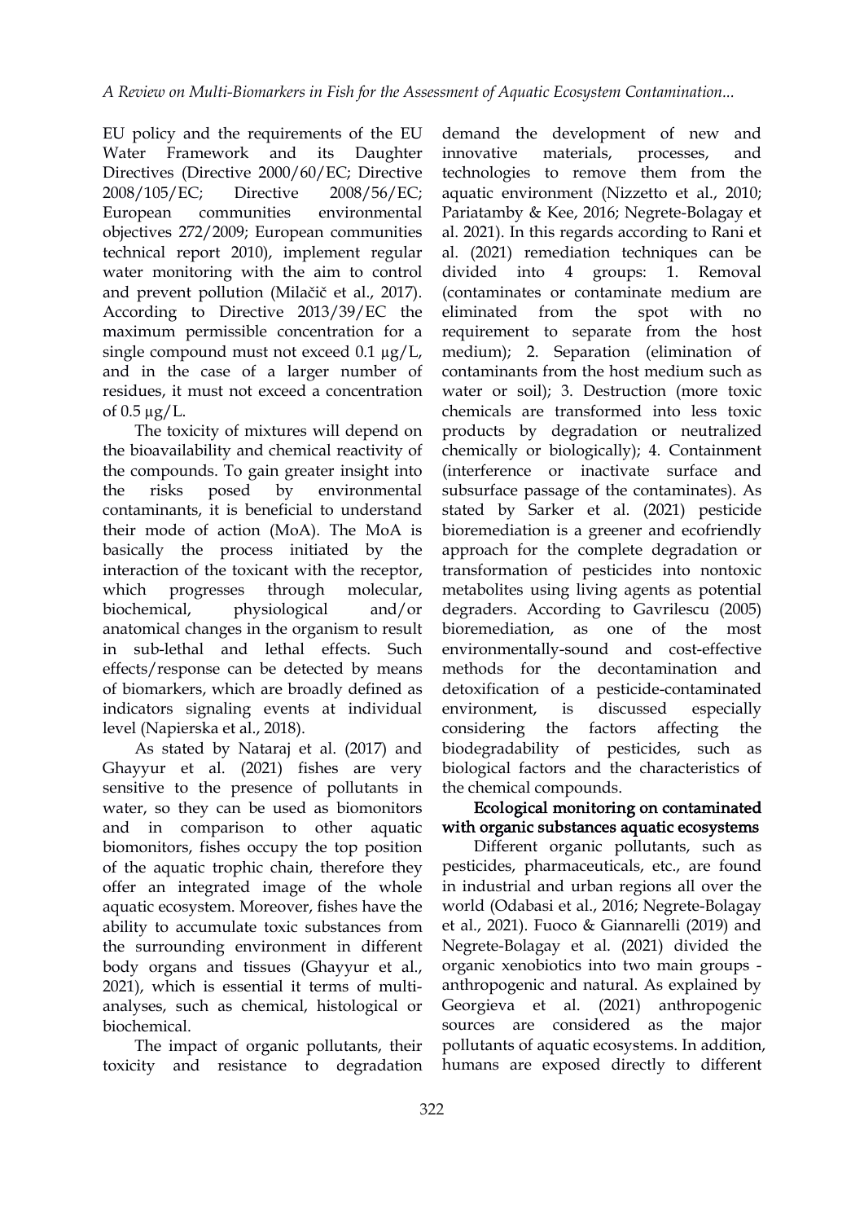EU policy and the requirements of the EU Water Framework and its Daughter Directives (Directive 2000/60/EC; Directive 2008/105/EC; Directive 2008/56/EC; European communities environmental objectives 272/2009; European communities technical report 2010), implement regular water monitoring with the aim to control and prevent pollution (Milačič et al., 2017). According to Directive 2013/39/EC the maximum permissible concentration for a single compound must not exceed 0.1 μg/L, and in the case of a larger number of residues, it must not exceed a concentration of 0.5 μg/L.

The toxicity of mixtures will depend on the bioavailability and chemical reactivity of the compounds. To gain greater insight into the risks posed by environmental contaminants, it is beneficial to understand their mode of action (MoA). The MoA is basically the process initiated by the interaction of the toxicant with the receptor, which progresses through molecular, biochemical, physiological and/or anatomical changes in the organism to result in sub-lethal and lethal effects. Such effects/response can be detected by means of biomarkers, which are broadly defined as indicators signaling events at individual level (Napierska et al., 2018).

As stated by Nataraj et al. (2017) and Ghayyur et al. (2021) fishes are very sensitive to the presence of pollutants in water, so they can be used as biomonitors and in comparison to other aquatic biomonitors, fishes occupy the top position of the aquatic trophic chain, therefore they offer an integrated image of the whole aquatic ecosystem. Moreover, fishes have the ability to accumulate toxic substances from the surrounding environment in different body organs and tissues (Ghayyur et al., 2021), which is essential it terms of multi-analyses, such as chemical, histological or biochemical.

The impact of organic pollutants, their toxicity and resistance to degradation demand the development of new and innovative materials, processes, and technologies to remove them from the aquatic environment (Nizzetto et al., 2010; Pariatamby & Kee, 2016; Negrete-Bolagay et al. 2021). In this regards according to Rani et al. (2021) remediation techniques can be divided into 4 groups: 1. Removal (contaminates or contaminate medium are eliminated from the spot with no requirement to separate from the host medium); 2. Separation (elimination of contaminants from the host medium such as water or soil); 3. Destruction (more toxic chemicals are transformed into less toxic products by degradation or neutralized chemically or biologically); 4. Containment (interference or inactivate surface and subsurface passage of the contaminates). As stated by Sarker et al. (2021) pesticide bioremediation is a greener and ecofriendly approach for the complete degradation or transformation of pesticides into nontoxic metabolites using living agents as potential degraders. According to Gavrilescu (2005) bioremediation, as one of the most environmentally-sound and cost-effective methods for the decontamination and detoxification of a pesticide-contaminated environment, is discussed especially considering the factors affecting the biodegradability of pesticides, such as biological factors and the characteristics of the chemical compounds.

## Ecological monitoring on contaminated with organic substances aquatic ecosystems

Different organic pollutants, such as pesticides, pharmaceuticals, etc., are found in industrial and urban regions all over the world (Odabasi et al., 2016; Negrete-Bolagay et al., 2021). Fuoco & Giannarelli (2019) and Negrete-Bolagay et al. (2021) divided the organic xenobiotics into two main groups - anthropogenic and natural. As explained by Georgieva et al. (2021) anthropogenic sources are considered as the major pollutants of aquatic ecosystems. In addition, humans are exposed directly to different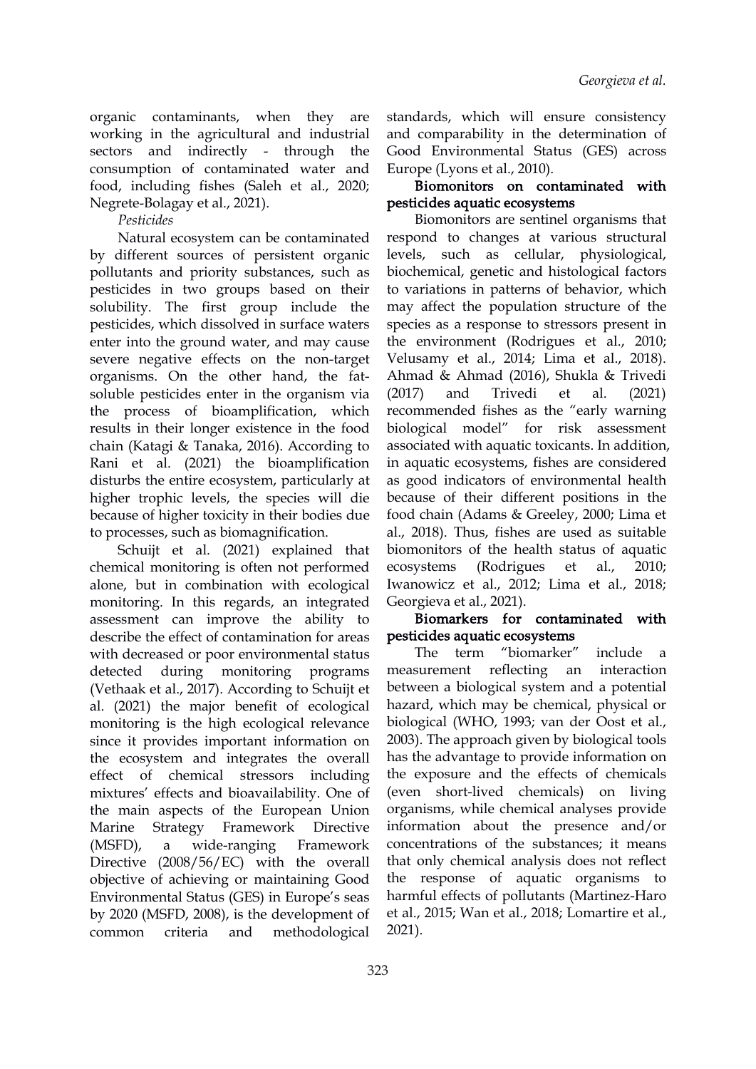organic contaminants, when they are working in the agricultural and industrial sectors and indirectly - through the consumption of contaminated water and food, including fishes (Saleh et al., 2020; Negrete-Bolagay et al., 2021).

*Pesticides*

Natural ecosystem can be contaminated by different sources of persistent organic pollutants and priority substances, such as pesticides in two groups based on their solubility. The first group include the pesticides, which dissolved in surface waters enter into the ground water, and may cause severe negative effects on the non-target organisms. On the other hand, the fat-soluble pesticides enter in the organism via the process of bioamplification, which results in their longer existence in the food chain (Katagi & Tanaka, 2016). According to Rani et al. (2021) the bioamplification disturbs the entire ecosystem, particularly at higher trophic levels, the species will die because of higher toxicity in their bodies due to processes, such as biomagnification.

Schuijt et al. (2021) explained that chemical monitoring is often not performed alone, but in combination with ecological monitoring. In this regards, an integrated assessment can improve the ability to describe the effect of contamination for areas with decreased or poor environmental status detected during monitoring programs (Vethaak et al., 2017). According to Schuijt et al. (2021) the major benefit of ecological monitoring is the high ecological relevance since it provides important information on the ecosystem and integrates the overall effect of chemical stressors including mixtures' effects and bioavailability. One of the main aspects of the European Union Marine Strategy Framework Directive (MSFD), a wide-ranging Framework Directive (2008/56/EC) with the overall objective of achieving or maintaining Good Environmental Status (GES) in Europe's seas by 2020 (MSFD, 2008), is the development of common criteria and methodological standards, which will ensure consistency and comparability in the determination of Good Environmental Status (GES) across Europe (Lyons et al., 2010).

**Biomonitors on contaminated with pesticides aquatic ecosystems**

Biomonitors are sentinel organisms that respond to changes at various structural levels, such as cellular, physiological, biochemical, genetic and histological factors to variations in patterns of behavior, which may affect the population structure of the species as a response to stressors present in the environment (Rodrigues et al., 2010; Velusamy et al., 2014; Lima et al., 2018). Ahmad & Ahmad (2016), Shukla & Trivedi (2017) and Trivedi et al. (2021) recommended fishes as the "early warning biological model" for risk assessment associated with aquatic toxicants. In addition, in aquatic ecosystems, fishes are considered as good indicators of environmental health because of their different positions in the food chain (Adams & Greeley, 2000; Lima et al., 2018). Thus, fishes are used as suitable biomonitors of the health status of aquatic ecosystems (Rodrigues et al., 2010; Iwanowicz et al., 2012; Lima et al., 2018; Georgieva et al., 2021).

**Biomarkers for contaminated with pesticides aquatic ecosystems**

The term "biomarker" include a measurement reflecting an interaction between a biological system and a potential hazard, which may be chemical, physical or biological (WHO, 1993; van der Oost et al., 2003). The approach given by biological tools has the advantage to provide information on the exposure and the effects of chemicals (even short-lived chemicals) on living organisms, while chemical analyses provide information about the presence and/or concentrations of the substances; it means that only chemical analysis does not reflect the response of aquatic organisms to harmful effects of pollutants (Martinez-Haro et al., 2015; Wan et al., 2018; Lomartire et al., 2021).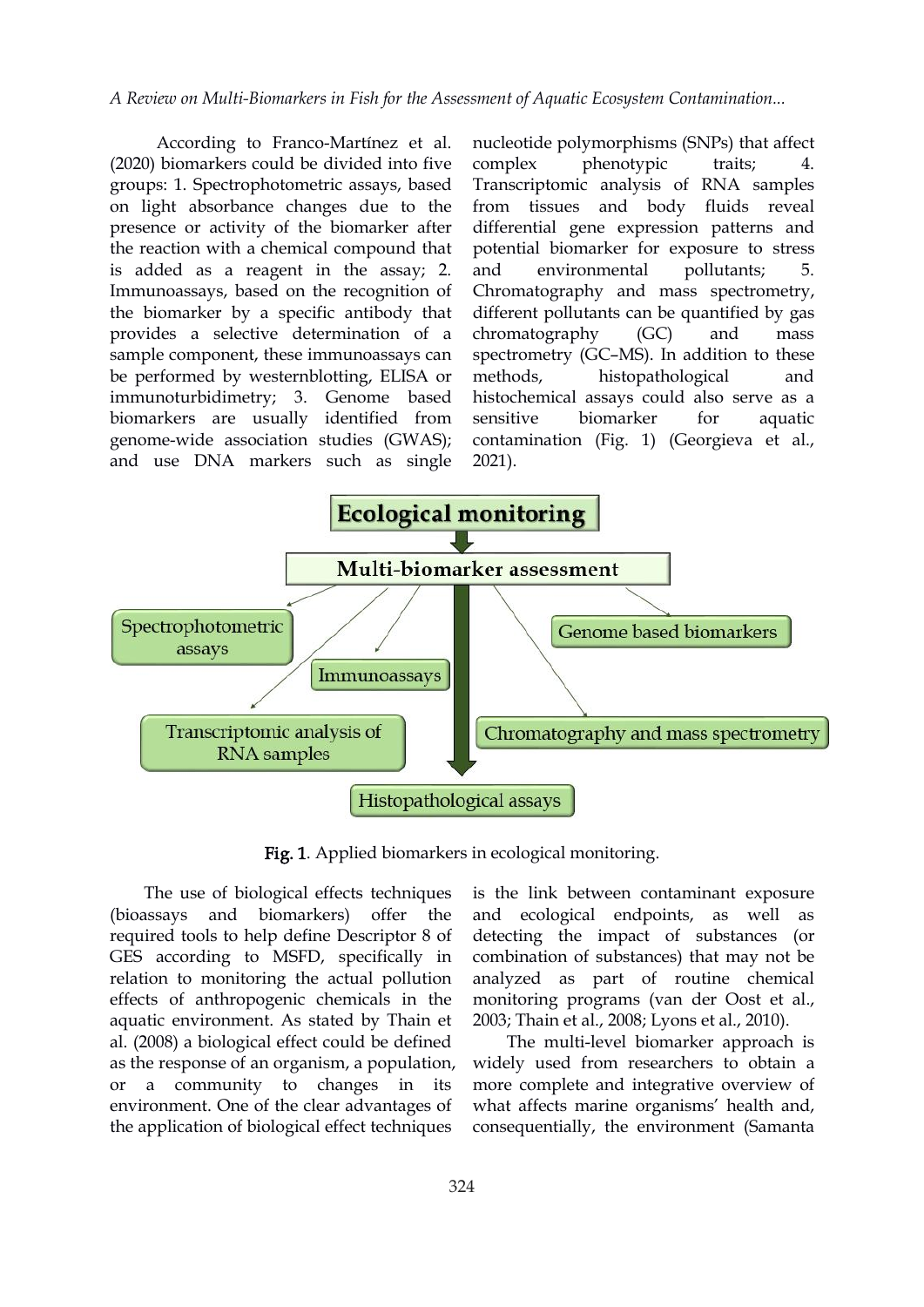According to Franco-Martínez et al. (2020) biomarkers could be divided into five groups: 1. Spectrophotometric assays, based on light absorbance changes due to the presence or activity of the biomarker after the reaction with a chemical compound that is added as a reagent in the assay; 2. Immunoassays, based on the recognition of the biomarker by a specific antibody that provides a selective determination of a sample component, these immunoassays can be performed by westernblotting, ELISA or immunoturbidimetry; 3. Genome based biomarkers are usually identified from genome-wide association studies (GWAS); and use DNA markers such as single nucleotide polymorphisms (SNPs) that affect complex phenotypic traits; 4. Transcriptomic analysis of RNA samples from tissues and body fluids reveal differential gene expression patterns and potential biomarker for exposure to stress and environmental pollutants; 5. Chromatography and mass spectrometry, different pollutants can be quantified by gas chromatography (GC) and mass spectrometry (GC–MS). In addition to these methods, histopathological and histochemical assays could also serve as a sensitive biomarker for aquatic contamination (Fig. 1) (Georgieva et al., 2021).

**Fig. 1**. Applied biomarkers in ecological monitoring.

The use of biological effects techniques (bioassays and biomarkers) offer the required tools to help define Descriptor 8 of GES according to MSFD, specifically in relation to monitoring the actual pollution effects of anthropogenic chemicals in the aquatic environment. As stated by Thain et al. (2008) a biological effect could be defined as the response of an organism, a population, or a community to changes in its environment. One of the clear advantages of the application of biological effect techniques is the link between contaminant exposure and ecological endpoints, as well as detecting the impact of substances (or combination of substances) that may not be analyzed as part of routine chemical monitoring programs (van der Oost et al., 2003; Thain et al., 2008; Lyons et al., 2010).

The multi-level biomarker approach is widely used from researchers to obtain a more complete and integrative overview of what affects marine organisms' health and, consequentially, the environment (Samanta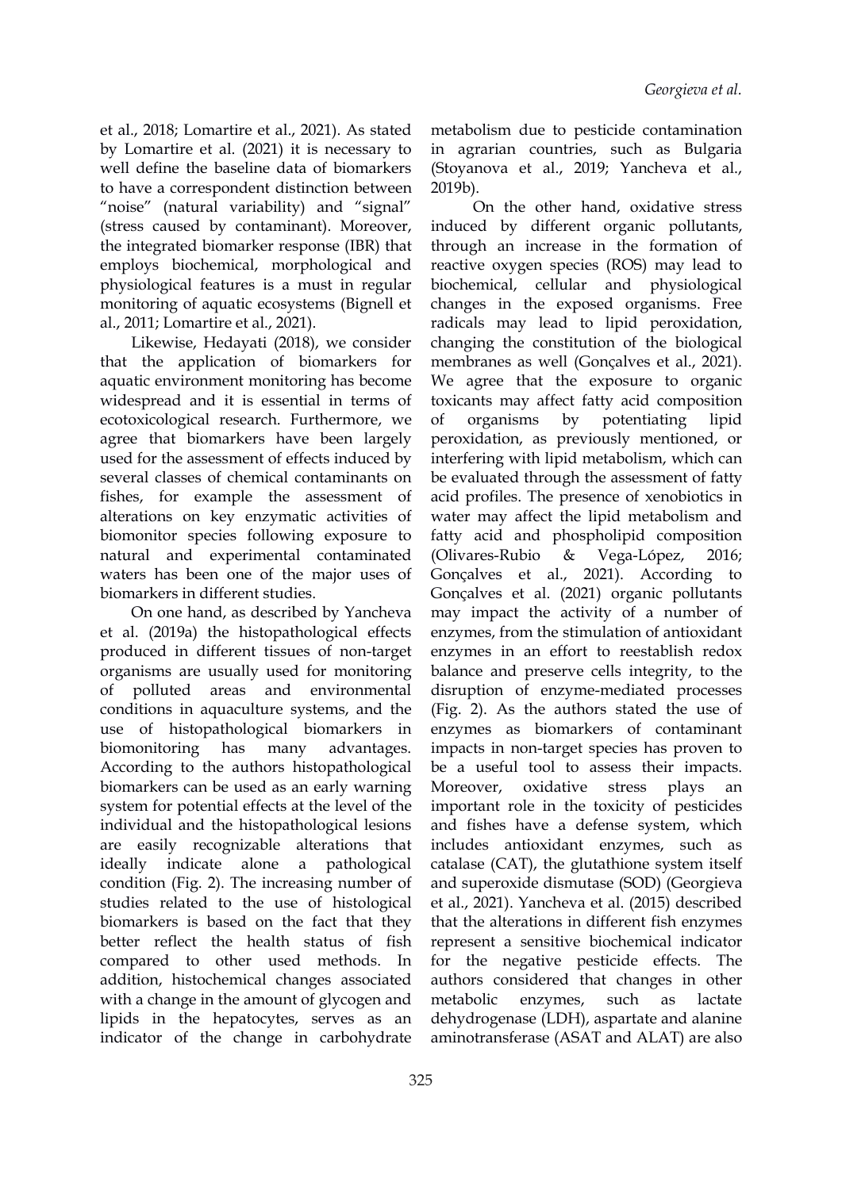et al., 2018; Lomartire et al., 2021). As stated by Lomartire et al. (2021) it is necessary to well define the baseline data of biomarkers to have a correspondent distinction between "noise" (natural variability) and "signal" (stress caused by contaminant). Moreover, the integrated biomarker response (IBR) that employs biochemical, morphological and physiological features is a must in regular monitoring of aquatic ecosystems (Bignell et al., 2011; Lomartire et al., 2021).

Likewise, Hedayati (2018), we consider that the application of biomarkers for aquatic environment monitoring has become widespread and it is essential in terms of ecotoxicological research. Furthermore, we agree that biomarkers have been largely used for the assessment of effects induced by several classes of chemical contaminants on fishes, for example the assessment of alterations on key enzymatic activities of biomonitor species following exposure to natural and experimental contaminated waters has been one of the major uses of biomarkers in different studies.

On one hand, as described by Yancheva et al. (2019a) the histopathological effects produced in different tissues of non-target organisms are usually used for monitoring of polluted areas and environmental conditions in aquaculture systems, and the use of histopathological biomarkers in biomonitoring has many advantages. According to the authors histopathological biomarkers can be used as an early warning system for potential effects at the level of the individual and the histopathological lesions are easily recognizable alterations that ideally indicate alone a pathological condition (Fig. 2). The increasing number of studies related to the use of histological biomarkers is based on the fact that they better reflect the health status of fish compared to other used methods. In addition, histochemical changes associated with a change in the amount of glycogen and lipids in the hepatocytes, serves as an indicator of the change in carbohydrate metabolism due to pesticide contamination in agrarian countries, such as Bulgaria (Stoyanova et al., 2019; Yancheva et al., 2019b).

On the other hand, oxidative stress induced by different organic pollutants, through an increase in the formation of reactive oxygen species (ROS) may lead to biochemical, cellular and physiological changes in the exposed organisms. Free radicals may lead to lipid peroxidation, changing the constitution of the biological membranes as well (Gonçalves et al., 2021). We agree that the exposure to organic toxicants may affect fatty acid composition of organisms by potentiating lipid peroxidation, as previously mentioned, or interfering with lipid metabolism, which can be evaluated through the assessment of fatty acid profiles. The presence of xenobiotics in water may affect the lipid metabolism and fatty acid and phospholipid composition (Olivares-Rubio & Vega-López, 2016; Gonçalves et al., 2021). According to Gonçalves et al. (2021) organic pollutants may impact the activity of a number of enzymes, from the stimulation of antioxidant enzymes in an effort to reestablish redox balance and preserve cells integrity, to the disruption of enzyme-mediated processes (Fig. 2). As the authors stated the use of enzymes as biomarkers of contaminant impacts in non-target species has proven to be a useful tool to assess their impacts. Moreover, oxidative stress plays an important role in the toxicity of pesticides and fishes have a defense system, which includes antioxidant enzymes, such as catalase (CAT), the glutathione system itself and superoxide dismutase (SOD) (Georgieva et al., 2021). Yancheva et al. (2015) described that the alterations in different fish enzymes represent a sensitive biochemical indicator for the negative pesticide effects. The authors considered that changes in other metabolic enzymes, such as lactate dehydrogenase (LDH), aspartate and alanine aminotransferase (ASAT and ALAT) are also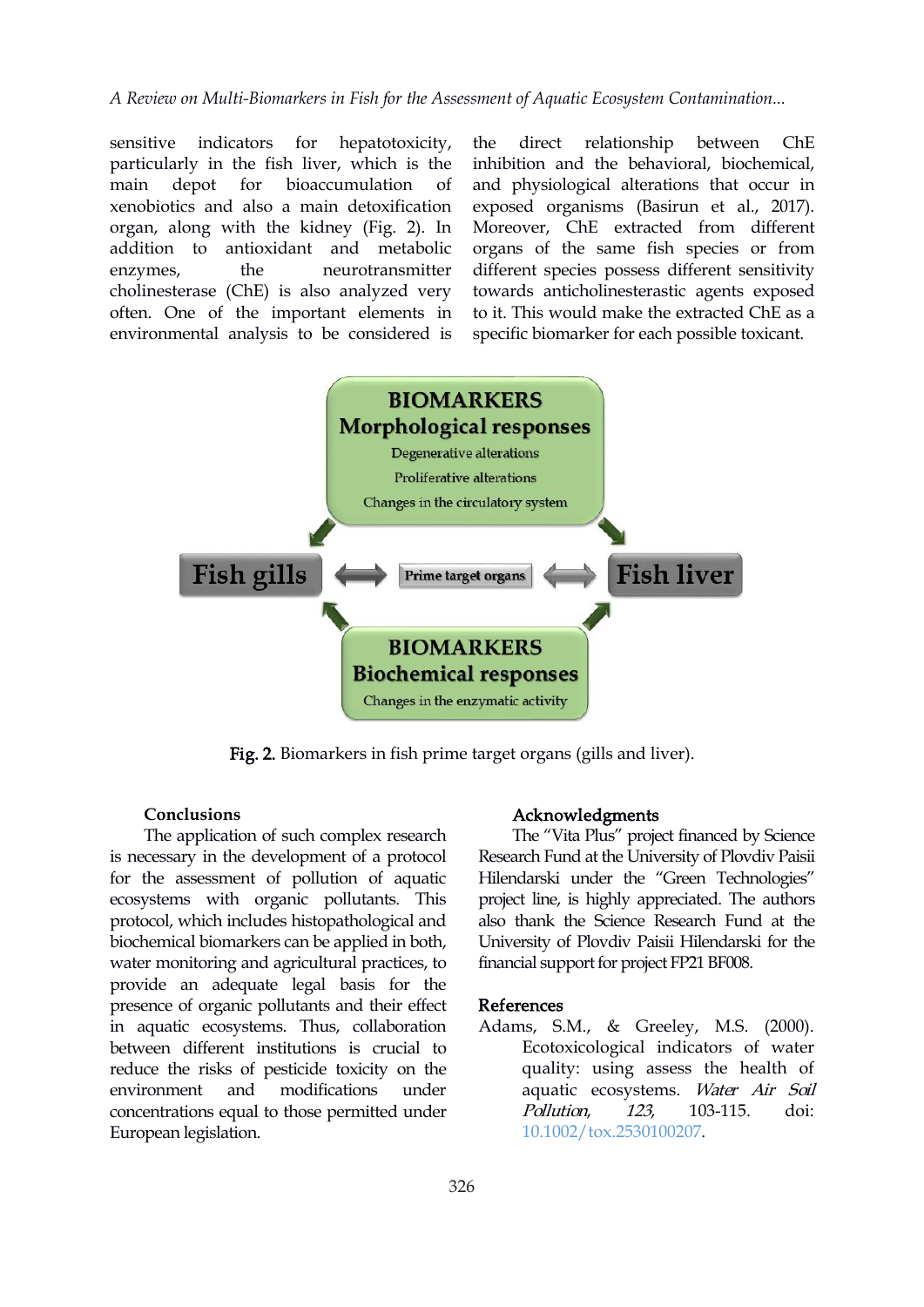sensitive indicators for hepatotoxicity, particularly in the fish liver, which is the main depot for bioaccumulation of xenobiotics and also a main detoxification organ, along with the kidney (Fig. 2). In addition to antioxidant and metabolic enzymes, the neurotransmitter cholinesterase (ChE) is also analyzed very often. One of the important elements in environmental analysis to be considered is the direct relationship between ChE inhibition and the behavioral, biochemical, and physiological alterations that occur in exposed organisms (Basirun et al., 2017). Moreover, ChE extracted from different organs of the same fish species or from different species possess different sensitivity towards anticholinesterastic agents exposed to it. This would make the extracted ChE as a specific biomarker for each possible toxicant.

BIOMARKERS
Morphological responses
Degenerative alterations
Proliferative alterations
Changes in the circulatory system

Fish gills ⟷ Prime target organs ⟷ Fish liver

BIOMARKERS
Biochemical responses
Changes in the enzymatic activity

**Fig. 2.** Biomarkers in fish prime target organs (gills and liver).

## Conclusions

The application of such complex research is necessary in the development of a protocol for the assessment of pollution of aquatic ecosystems with organic pollutants. This protocol, which includes histopathological and biochemical biomarkers can be applied in both, water monitoring and agricultural practices, to provide an adequate legal basis for the presence of organic pollutants and their effect in aquatic ecosystems. Thus, collaboration between different institutions is crucial to reduce the risks of pesticide toxicity on the environment and modifications under concentrations equal to those permitted under European legislation.

## Acknowledgments

The "Vita Plus" project financed by Science Research Fund at the University of Plovdiv Paisii Hilendarski under the "Green Technologies" project line, is highly appreciated. The authors also thank the Science Research Fund at the University of Plovdiv Paisii Hilendarski for the financial support for project FP21 BF008.

## References

Adams, S.M., & Greeley, M.S. (2000). Ecotoxicological indicators of water quality: using assess the health of aquatic ecosystems. *Water Air Soil Pollution*, *123*, 103-115. doi: 10.1002/tox.2530100207.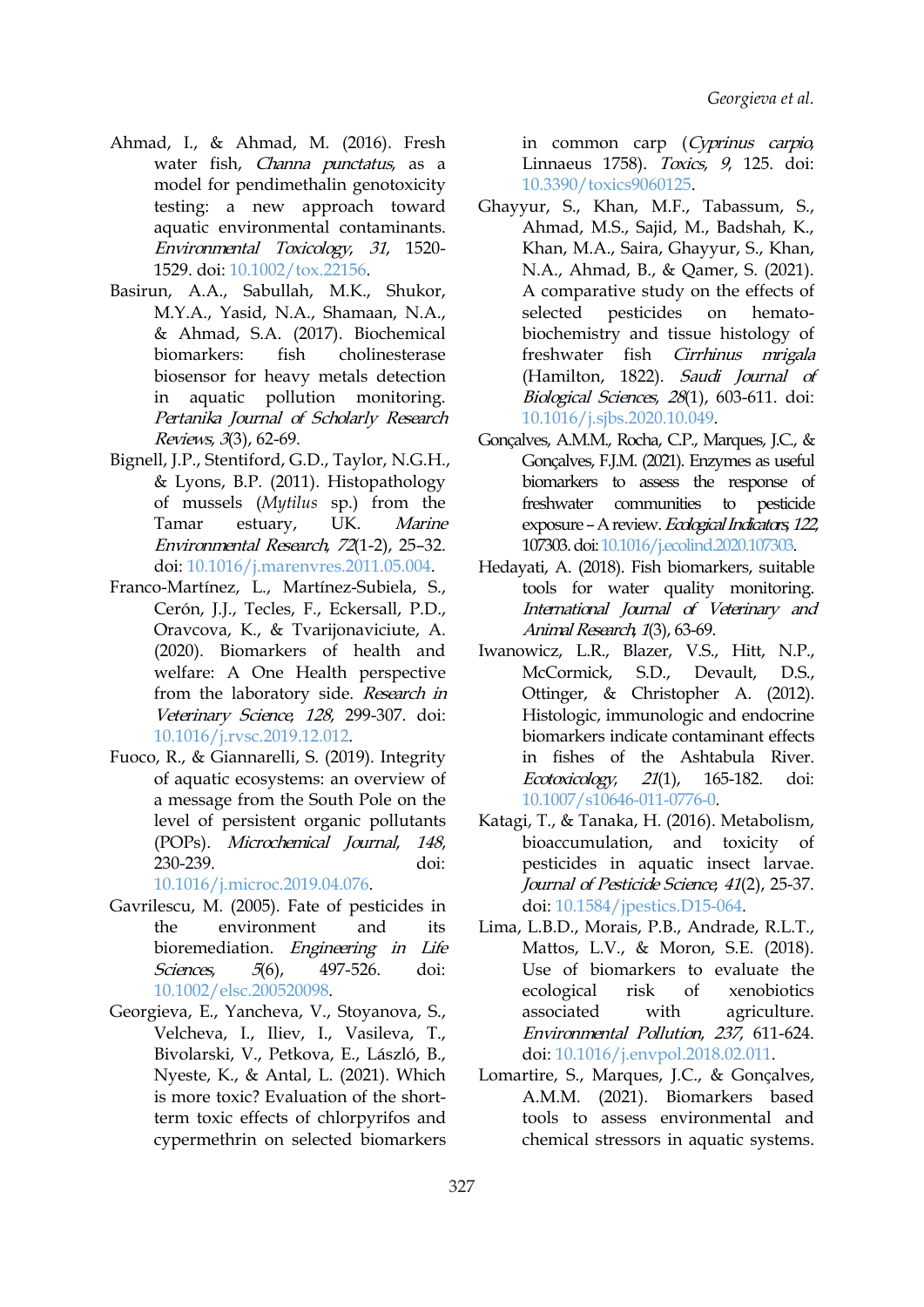Ahmad, I., & Ahmad, M. (2016). Fresh water fish, *Channa punctatus*, as a model for pendimethalin genotoxicity testing: a new approach toward aquatic environmental contaminants. *Environmental Toxicology*, *31*, 1520-1529. doi: 10.1002/tox.22156.

Basirun, A.A., Sabullah, M.K., Shukor, M.Y.A., Yasid, N.A., Shamaan, N.A., & Ahmad, S.A. (2017). Biochemical biomarkers: fish cholinesterase biosensor for heavy metals detection in aquatic pollution monitoring. *Pertanika Journal of Scholarly Research Reviews*, *3*(3), 62-69.

Bignell, J.P., Stentiford, G.D., Taylor, N.G.H., & Lyons, B.P. (2011). Histopathology of mussels (*Mytilus* sp.) from the Tamar estuary, UK. *Marine Environmental Research*, *72*(1-2), 25–32. doi: 10.1016/j.marenvres.2011.05.004.

Franco-Martínez, L., Martínez-Subiela, S., Cerón, J.J., Tecles, F., Eckersall, P.D., Oravcova, K., & Tvarijonaviciute, A. (2020). Biomarkers of health and welfare: A One Health perspective from the laboratory side. *Research in Veterinary Science*, *128*, 299-307. doi: 10.1016/j.rvsc.2019.12.012.

Fuoco, R., & Giannarelli, S. (2019). Integrity of aquatic ecosystems: an overview of a message from the South Pole on the level of persistent organic pollutants (POPs). *Microchemical Journal*, *148*, 230-239. doi: 10.1016/j.microc.2019.04.076.

Gavrilescu, M. (2005). Fate of pesticides in the environment and its bioremediation. *Engineering in Life Sciences*, *5*(6), 497-526. doi: 10.1002/elsc.200520098.

Georgieva, E., Yancheva, V., Stoyanova, S., Velcheva, I., Iliev, I., Vasileva, T., Bivolarski, V., Petkova, E., László, B., Nyeste, K., & Antal, L. (2021). Which is more toxic? Evaluation of the short-term toxic effects of chlorpyrifos and cypermethrin on selected biomarkers in common carp (*Cyprinus carpio*, Linnaeus 1758). *Toxics*, *9*, 125. doi: 10.3390/toxics9060125.

Ghayyur, S., Khan, M.F., Tabassum, S., Ahmad, M.S., Sajid, M., Badshah, K., Khan, M.A., Saira, Ghayyur, S., Khan, N.A., Ahmad, B., & Qamer, S. (2021). A comparative study on the effects of selected pesticides on hemato-biochemistry and tissue histology of freshwater fish *Cirrhinus mrigala* (Hamilton, 1822). *Saudi Journal of Biological Sciences*, *28*(1), 603-611. doi: 10.1016/j.sjbs.2020.10.049.

Gonçalves, A.M.M., Rocha, C.P., Marques, J.C., & Gonçalves, F.J.M. (2021). Enzymes as useful biomarkers to assess the response of freshwater communities to pesticide exposure – A review. *Ecological Indicators*, *122*, 107303. doi: 10.1016/j.ecolind.2020.107303.

Hedayati, A. (2018). Fish biomarkers, suitable tools for water quality monitoring. *International Journal of Veterinary and Animal Research*, *1*(3), 63-69.

Iwanowicz, L.R., Blazer, V.S., Hitt, N.P., McCormick, S.D., Devault, D.S., Ottinger, & Christopher A. (2012). Histologic, immunologic and endocrine biomarkers indicate contaminant effects in fishes of the Ashtabula River. *Ecotoxicology*, *21*(1), 165-182. doi: 10.1007/s10646-011-0776-0.

Katagi, T., & Tanaka, H. (2016). Metabolism, bioaccumulation, and toxicity of pesticides in aquatic insect larvae. *Journal of Pesticide Science*, *41*(2), 25-37. doi: 10.1584/jpestics.D15-064.

Lima, L.B.D., Morais, P.B., Andrade, R.L.T., Mattos, L.V., & Moron, S.E. (2018). Use of biomarkers to evaluate the ecological risk of xenobiotics associated with agriculture. *Environmental Pollution*, *237*, 611-624. doi: 10.1016/j.envpol.2018.02.011.

Lomartire, S., Marques, J.C., & Gonçalves, A.M.M. (2021). Biomarkers based tools to assess environmental and chemical stressors in aquatic systems.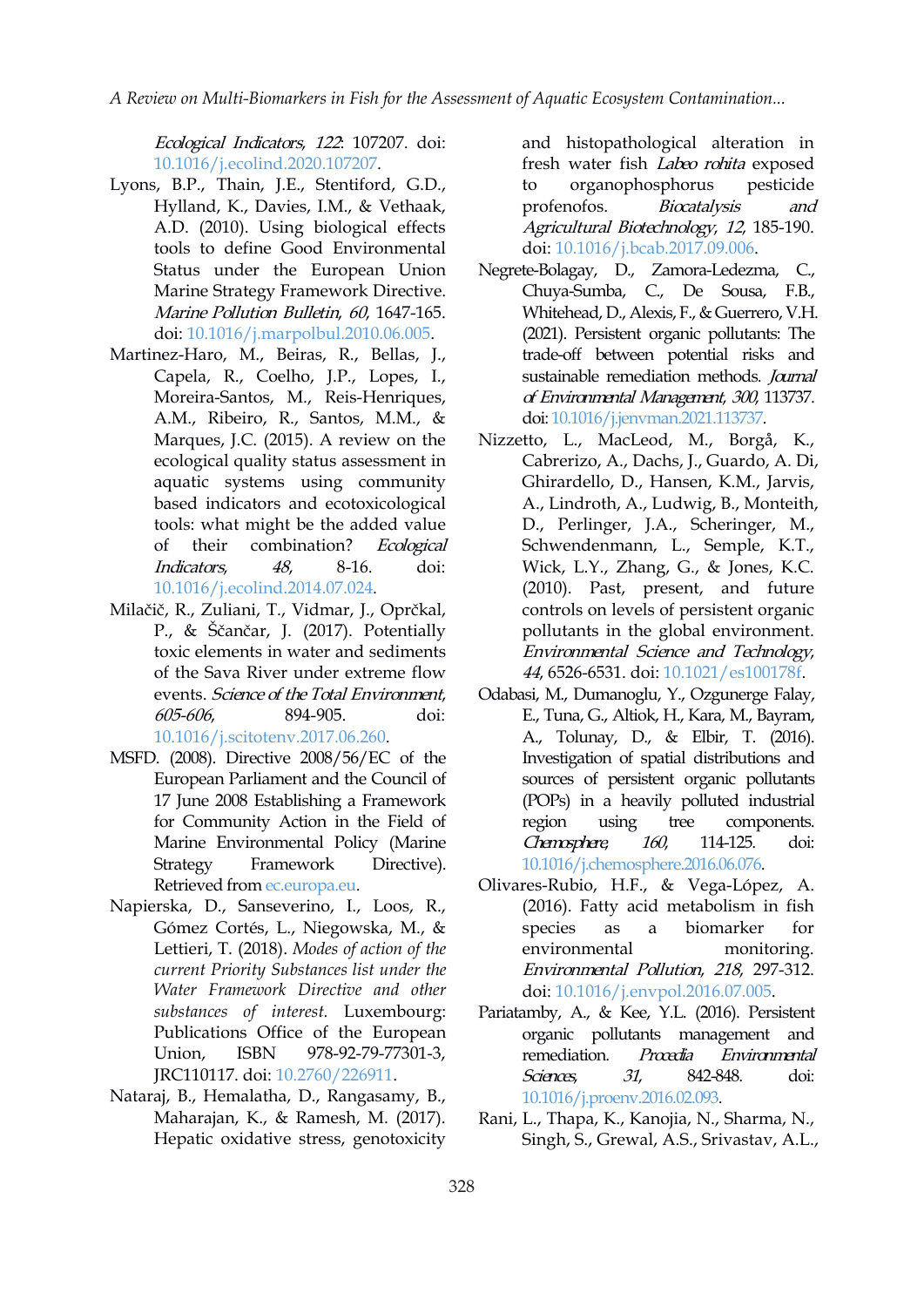*Ecological Indicators*, *122*: 107207. doi: 10.1016/j.ecolind.2020.107207.

Lyons, B.P., Thain, J.E., Stentiford, G.D., Hylland, K., Davies, I.M., & Vethaak, A.D. (2010). Using biological effects tools to define Good Environmental Status under the European Union Marine Strategy Framework Directive. *Marine Pollution Bulletin*, *60*, 1647-165. doi: 10.1016/j.marpolbul.2010.06.005.

Martinez-Haro, M., Beiras, R., Bellas, J., Capela, R., Coelho, J.P., Lopes, I., Moreira-Santos, M., Reis-Henriques, A.M., Ribeiro, R., Santos, M.M., & Marques, J.C. (2015). A review on the ecological quality status assessment in aquatic systems using community based indicators and ecotoxicological tools: what might be the added value of their combination? *Ecological Indicators*, *48*, 8-16. doi: 10.1016/j.ecolind.2014.07.024.

Milačič, R., Zuliani, T., Vidmar, J., Oprčkal, P., & Ščančar, J. (2017). Potentially toxic elements in water and sediments of the Sava River under extreme flow events. *Science of the Total Environment*, *605-606*, 894-905. doi: 10.1016/j.scitotenv.2017.06.260.

MSFD. (2008). Directive 2008/56/EC of the European Parliament and the Council of 17 June 2008 Establishing a Framework for Community Action in the Field of Marine Environmental Policy (Marine Strategy Framework Directive). Retrieved from ec.europa.eu.

Napierska, D., Sanseverino, I., Loos, R., Gómez Cortés, L., Niegowska, M., & Lettieri, T. (2018). *Modes of action of the current Priority Substances list under the Water Framework Directive and other substances of interest.* Luxembourg: Publications Office of the European Union, ISBN 978-92-79-77301-3, JRC110117. doi: 10.2760/226911.

Nataraj, B., Hemalatha, D., Rangasamy, B., Maharajan, K., & Ramesh, M. (2017). Hepatic oxidative stress, genotoxicity and histopathological alteration in fresh water fish *Labeo rohita* exposed to organophosphorus pesticide profenofos. *Biocatalysis and Agricultural Biotechnology*, *12*, 185-190. doi: 10.1016/j.bcab.2017.09.006.

Negrete-Bolagay, D., Zamora-Ledezma, C., Chuya-Sumba, C., De Sousa, F.B., Whitehead, D., Alexis, F., & Guerrero, V.H. (2021). Persistent organic pollutants: The trade-off between potential risks and sustainable remediation methods. *Journal of Environmental Management*, *300*, 113737. doi: 10.1016/j.jenvman.2021.113737.

Nizzetto, L., MacLeod, M., Borgå, K., Cabrerizo, A., Dachs, J., Guardo, A. Di, Ghirardello, D., Hansen, K.M., Jarvis, A., Lindroth, A., Ludwig, B., Monteith, D., Perlinger, J.A., Scheringer, M., Schwendenmann, L., Semple, K.T., Wick, L.Y., Zhang, G., & Jones, K.C. (2010). Past, present, and future controls on levels of persistent organic pollutants in the global environment. *Environmental Science and Technology*, *44*, 6526-6531. doi: 10.1021/es100178f.

Odabasi, M., Dumanoglu, Y., Ozgunerge Falay, E., Tuna, G., Altiok, H., Kara, M., Bayram, A., Tolunay, D., & Elbir, T. (2016). Investigation of spatial distributions and sources of persistent organic pollutants (POPs) in a heavily polluted industrial region using tree components. *Chemosphere*, *160*, 114-125. doi: 10.1016/j.chemosphere.2016.06.076.

Olivares-Rubio, H.F., & Vega-López, A. (2016). Fatty acid metabolism in fish species as a biomarker for environmental monitoring. *Environmental Pollution*, *218*, 297-312. doi: 10.1016/j.envpol.2016.07.005.

Pariatamby, A., & Kee, Y.L. (2016). Persistent organic pollutants management and remediation. *Procedia Environmental Sciences*, *31*, 842-848. doi: 10.1016/j.proenv.2016.02.093.

Rani, L., Thapa, K., Kanojia, N., Sharma, N., Singh, S., Grewal, A.S., Srivastav, A.L.,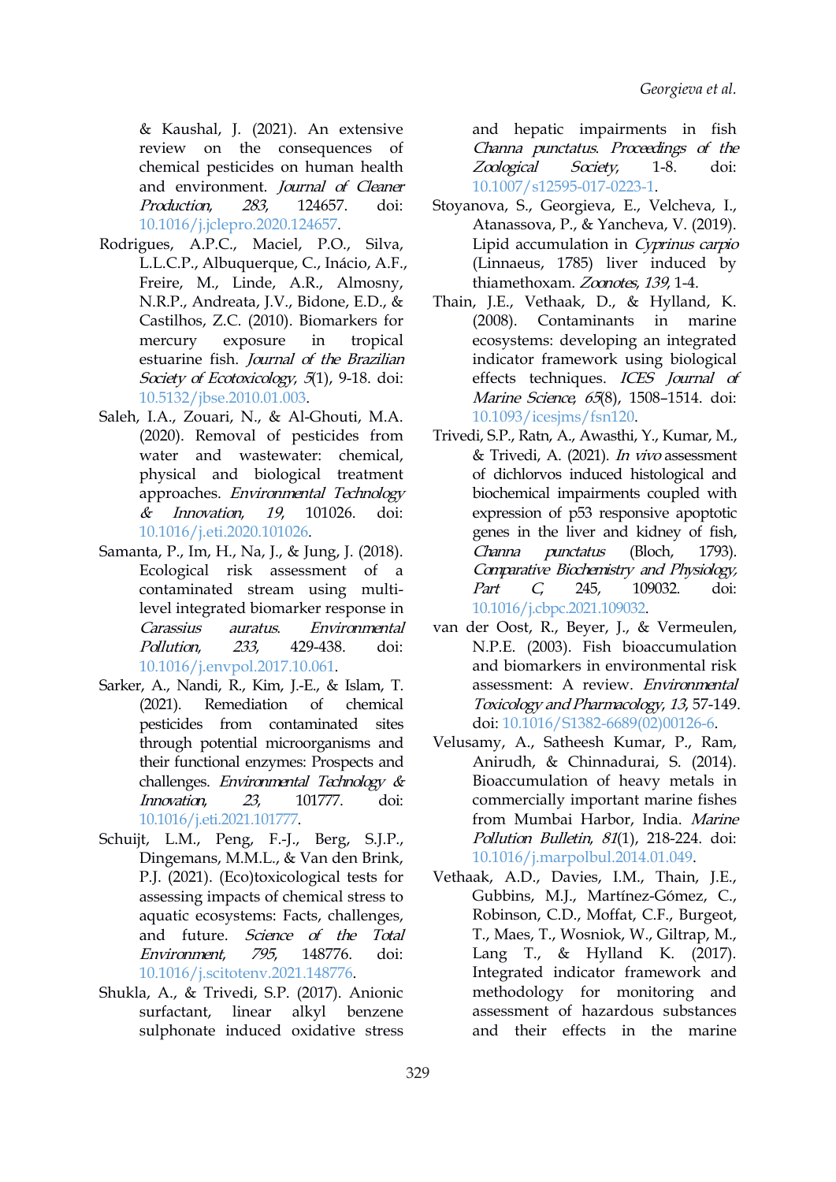& Kaushal, J. (2021). An extensive review on the consequences of chemical pesticides on human health and environment. *Journal of Cleaner Production, 283*, 124657. doi: 10.1016/j.jclepro.2020.124657.

Rodrigues, A.P.C., Maciel, P.O., Silva, L.L.C.P., Albuquerque, C., Inácio, A.F., Freire, M., Linde, A.R., Almosny, N.R.P., Andreata, J.V., Bidone, E.D., & Castilhos, Z.C. (2010). Biomarkers for mercury exposure in tropical estuarine fish. *Journal of the Brazilian Society of Ecotoxicology, 5*(1), 9-18. doi: 10.5132/jbse.2010.01.003.

Saleh, I.A., Zouari, N., & Al-Ghouti, M.A. (2020). Removal of pesticides from water and wastewater: chemical, physical and biological treatment approaches. *Environmental Technology & Innovation, 19*, 101026. doi: 10.1016/j.eti.2020.101026.

Samanta, P., Im, H., Na, J., & Jung, J. (2018). Ecological risk assessment of a contaminated stream using multi-level integrated biomarker response in *Carassius auratus*. *Environmental Pollution, 233*, 429-438. doi: 10.1016/j.envpol.2017.10.061.

Sarker, A., Nandi, R., Kim, J.-E., & Islam, T. (2021). Remediation of chemical pesticides from contaminated sites through potential microorganisms and their functional enzymes: Prospects and challenges. *Environmental Technology & Innovation, 23*, 101777. doi: 10.1016/j.eti.2021.101777.

Schuijt, L.M., Peng, F.-J., Berg, S.J.P., Dingemans, M.M.L., & Van den Brink, P.J. (2021). (Eco)toxicological tests for assessing impacts of chemical stress to aquatic ecosystems: Facts, challenges, and future. *Science of the Total Environment, 795*, 148776. doi: 10.1016/j.scitotenv.2021.148776.

Shukla, A., & Trivedi, S.P. (2017). Anionic surfactant, linear alkyl benzene sulphonate induced oxidative stress and hepatic impairments in fish *Channa punctatus*. *Proceedings of the Zoological Society*, 1-8. doi: 10.1007/s12595-017-0223-1.

Stoyanova, S., Georgieva, E., Velcheva, I., Atanassova, P., & Yancheva, V. (2019). Lipid accumulation in *Cyprinus carpio* (Linnaeus, 1785) liver induced by thiamethoxam. *Zoonotes, 139*, 1-4.

Thain, J.E., Vethaak, D., & Hylland, K. (2008). Contaminants in marine ecosystems: developing an integrated indicator framework using biological effects techniques. *ICES Journal of Marine Science, 65*(8), 1508–1514. doi: 10.1093/icesjms/fsn120.

Trivedi, S.P., Ratn, A., Awasthi, Y., Kumar, M., & Trivedi, A. (2021). *In vivo* assessment of dichlorvos induced histological and biochemical impairments coupled with expression of p53 responsive apoptotic genes in the liver and kidney of fish, *Channa punctatus* (Bloch, 1793). *Comparative Biochemistry and Physiology, Part C*, 245, 109032. doi: 10.1016/j.cbpc.2021.109032.

van der Oost, R., Beyer, J., & Vermeulen, N.P.E. (2003). Fish bioaccumulation and biomarkers in environmental risk assessment: A review. *Environmental Toxicology and Pharmacology, 13*, 57-149. doi: 10.1016/S1382-6689(02)00126-6.

Velusamy, A., Satheesh Kumar, P., Ram, Anirudh, & Chinnadurai, S. (2014). Bioaccumulation of heavy metals in commercially important marine fishes from Mumbai Harbor, India. *Marine Pollution Bulletin, 81*(1), 218-224. doi: 10.1016/j.marpolbul.2014.01.049.

Vethaak, A.D., Davies, I.M., Thain, J.E., Gubbins, M.J., Martínez-Gómez, C., Robinson, C.D., Moffat, C.F., Burgeot, T., Maes, T., Wosniok, W., Giltrap, M., Lang T., & Hylland K. (2017). Integrated indicator framework and methodology for monitoring and assessment of hazardous substances and their effects in the marine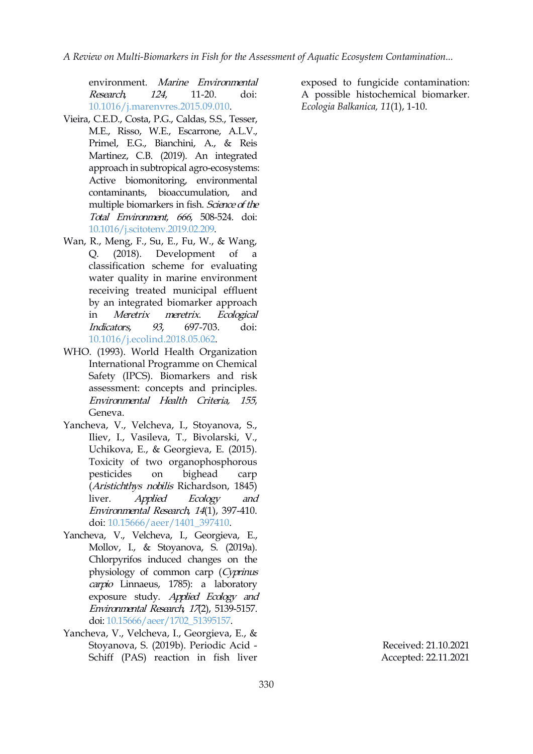environment. *Marine Environmental Research*, *124*, 11-20. doi: 10.1016/j.marenvres.2015.09.010.

Vieira, C.E.D., Costa, P.G., Caldas, S.S., Tesser, M.E., Risso, W.E., Escarrone, A.L.V., Primel, E.G., Bianchini, A., & Reis Martinez, C.B. (2019). An integrated approach in subtropical agro-ecosystems: Active biomonitoring, environmental contaminants, bioaccumulation, and multiple biomarkers in fish. *Science of the Total Environment*, *666*, 508-524. doi: 10.1016/j.scitotenv.2019.02.209.

Wan, R., Meng, F., Su, E., Fu, W., & Wang, Q. (2018). Development of a classification scheme for evaluating water quality in marine environment receiving treated municipal effluent by an integrated biomarker approach in *Meretrix meretrix*. *Ecological Indicators*, *93*, 697-703. doi: 10.1016/j.ecolind.2018.05.062.

WHO. (1993). World Health Organization International Programme on Chemical Safety (IPCS). Biomarkers and risk assessment: concepts and principles. *Environmental Health Criteria, 155*, Geneva.

Yancheva, V., Velcheva, I., Stoyanova, S., Iliev, I., Vasileva, T., Bivolarski, V., Uchikova, E., & Georgieva, E. (2015). Toxicity of two organophosphorous pesticides on bighead carp (*Aristichthys nobilis* Richardson, 1845) liver. *Applied Ecology and Environmental Research*, *14*(1), 397-410. doi: 10.15666/aeer/1401_397410.

Yancheva, V., Velcheva, I., Georgieva, E., Mollov, I., & Stoyanova, S. (2019a). Chlorpyrifos induced changes on the physiology of common carp (*Cyprinus carpio* Linnaeus, 1785): a laboratory exposure study. *Applied Ecology and Environmental Research*, *17*(2), 5139-5157. doi: 10.15666/aeer/1702_51395157.

Yancheva, V., Velcheva, I., Georgieva, E., & Stoyanova, S. (2019b). Periodic Acid - Schiff (PAS) reaction in fish liver exposed to fungicide contamination: A possible histochemical biomarker. *Ecologia Balkanica, 11*(1), 1-10.

Received: 21.10.2021
Accepted: 22.11.2021